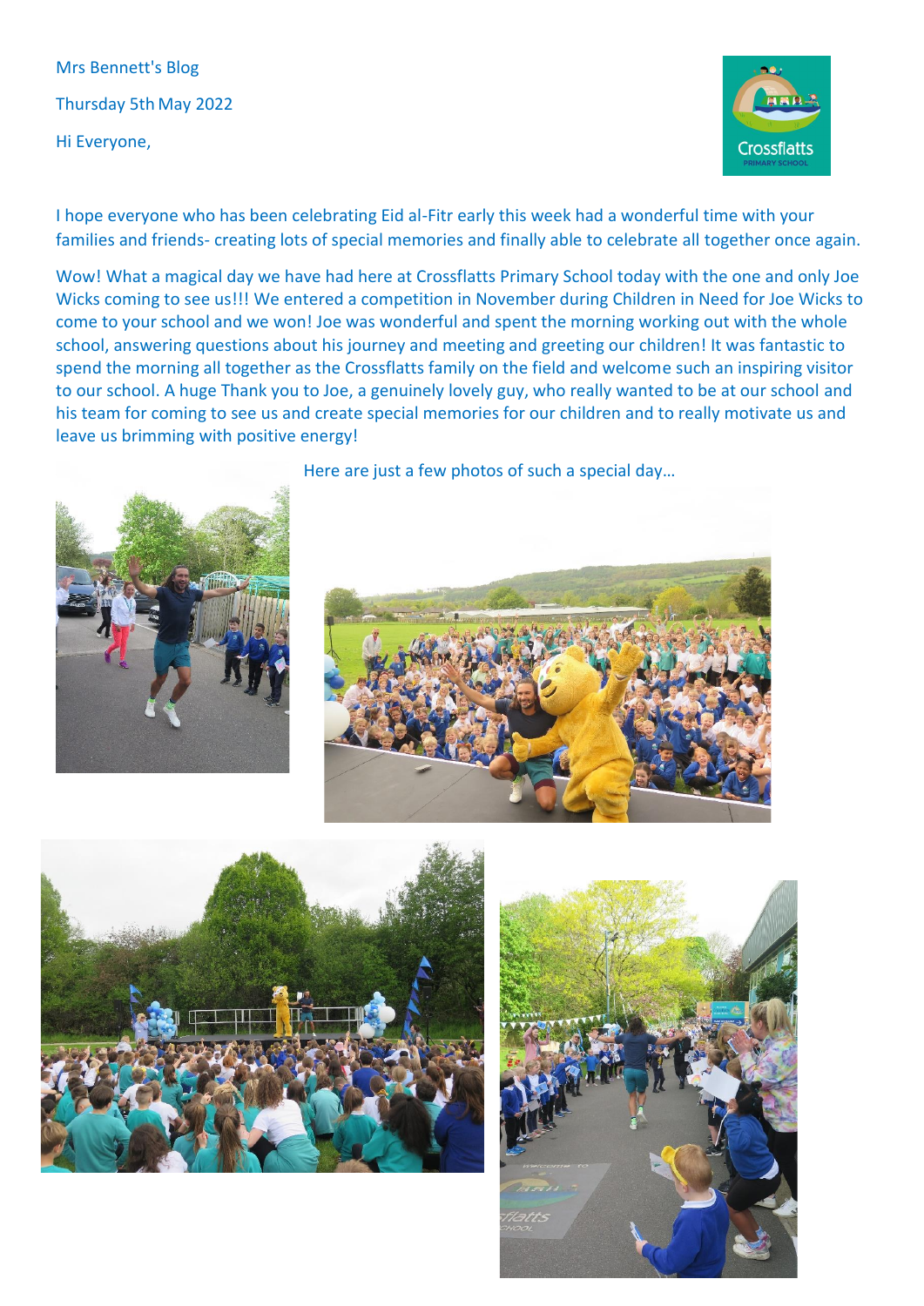Mrs Bennett's Blog

Thursday 5th May 2022

Hi Everyone,

I hope everyone who has been celebrating Eid al-Fitr early this week had a wonderful time with your families and friends- creating lots of special memories and finally able to celebrate all together once again.

Wow! What a magical day we have had here at Crossflatts Primary School today with the one and only Joe Wicks coming to see us!!! We entered a competition in November during Children in Need for Joe Wicks to come to your school and we won! Joe was wonderful and spent the morning working out with the whole school, answering questions about his journey and meeting and greeting our children! It was fantastic to spend the morning all together as the Crossflatts family on the field and welcome such an inspiring visitor to our school. A huge Thank you to Joe, a genuinely lovely guy, who really wanted to be at our school and his team for coming to see us and create special memories for our children and to really motivate us and leave us brimming with positive energy!

Here are just a few photos of such a special day…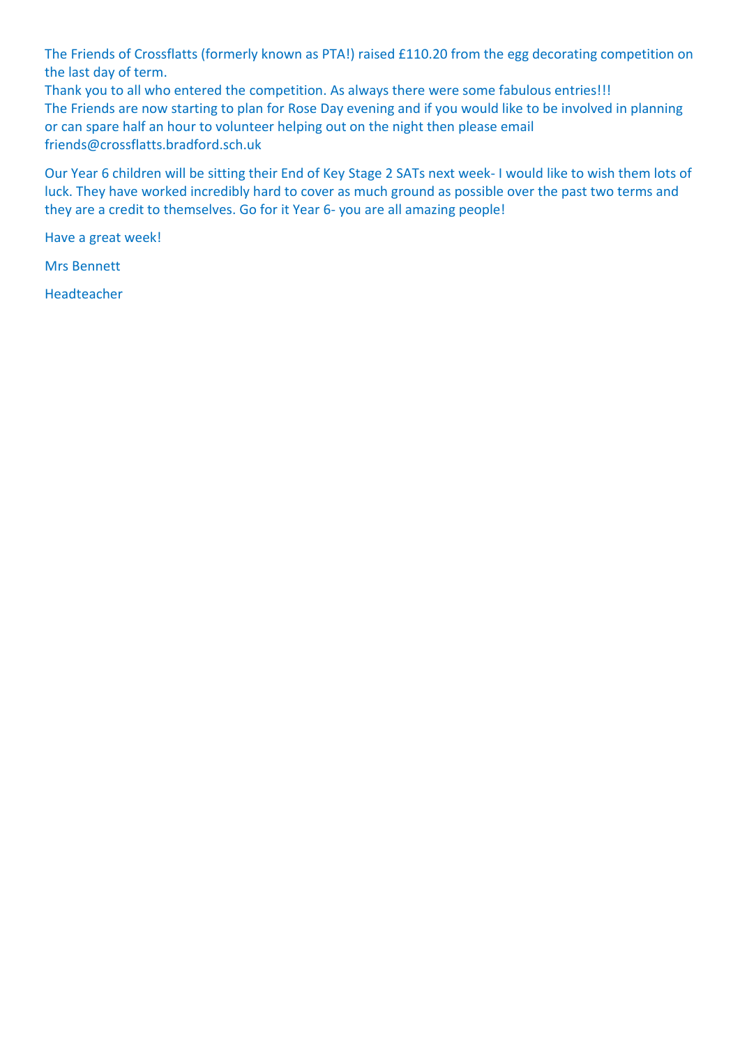The Friends of Crossflatts (formerly known as PTA!) raised £110.20 from the egg decorating competition on the last day of term.
Thank you to all who entered the competition. As always there were some fabulous entries!!!
The Friends are now starting to plan for Rose Day evening and if you would like to be involved in planning or can spare half an hour to volunteer helping out on the night then please email friends@crossflatts.bradford.sch.uk

Our Year 6 children will be sitting their End of Key Stage 2 SATs next week- I would like to wish them lots of luck. They have worked incredibly hard to cover as much ground as possible over the past two terms and they are a credit to themselves. Go for it Year 6- you are all amazing people!

Have a great week!

Mrs Bennett

Headteacher